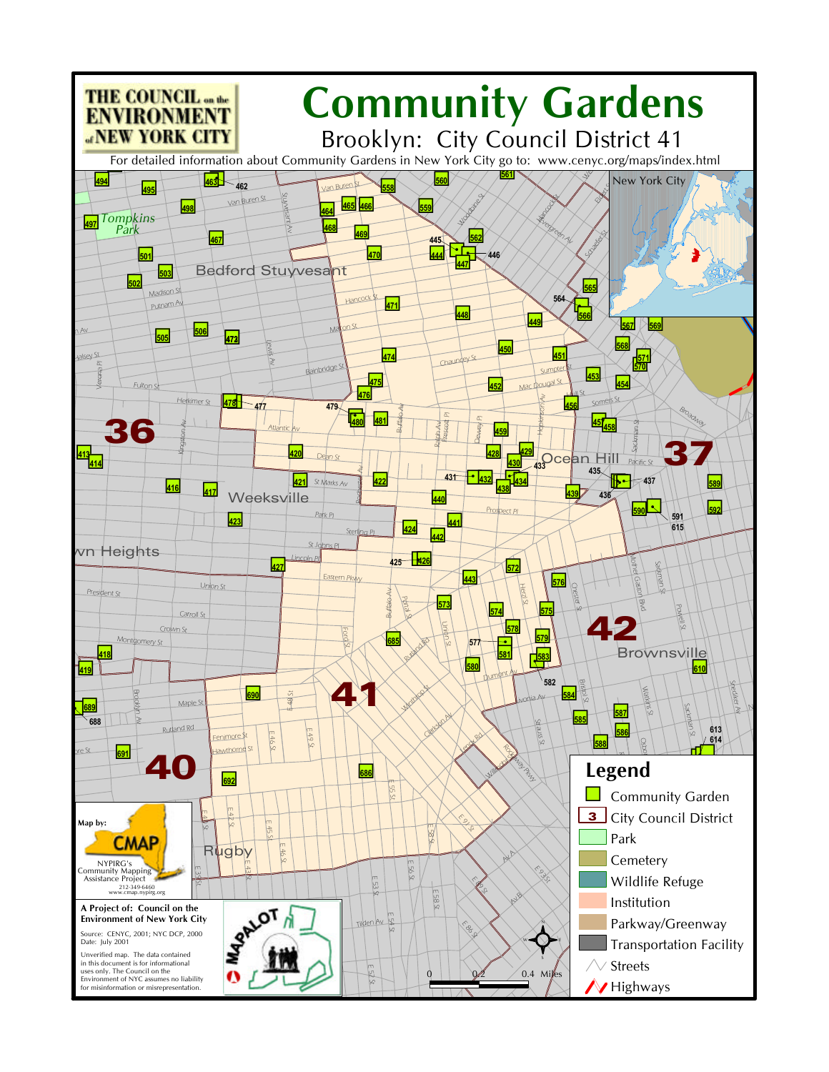# Community Gardens

## Brooklyn: City Council District 41

THE COUNCIL on the ENVIRONMENT of NEW YORK CITY

For detailed information about Community Gardens in New York City go to: www.cenyc.org/maps/index.html

## Legend

- Community Garden
- City Council District
- Park
- Cemetery
- Wildlife Refuge
- Institution
- Parkway/Greenway
- Transportation Facility
- Streets
- Highways

Map by: CMAP — NYPIRG's Community Mapping Assistance Project, 212-349-6460, www.cmap.nypirg.org

**A Project of: Council on the Environment of New York City**

Source: CENYC, 2001; NYC DCP, 2000
Date: July 2001

Unverified map. The data contained in this document is for informational uses only. The Council on the Environment of NYC assumes no liability for misinformation or misrepresentation.

MAPALOT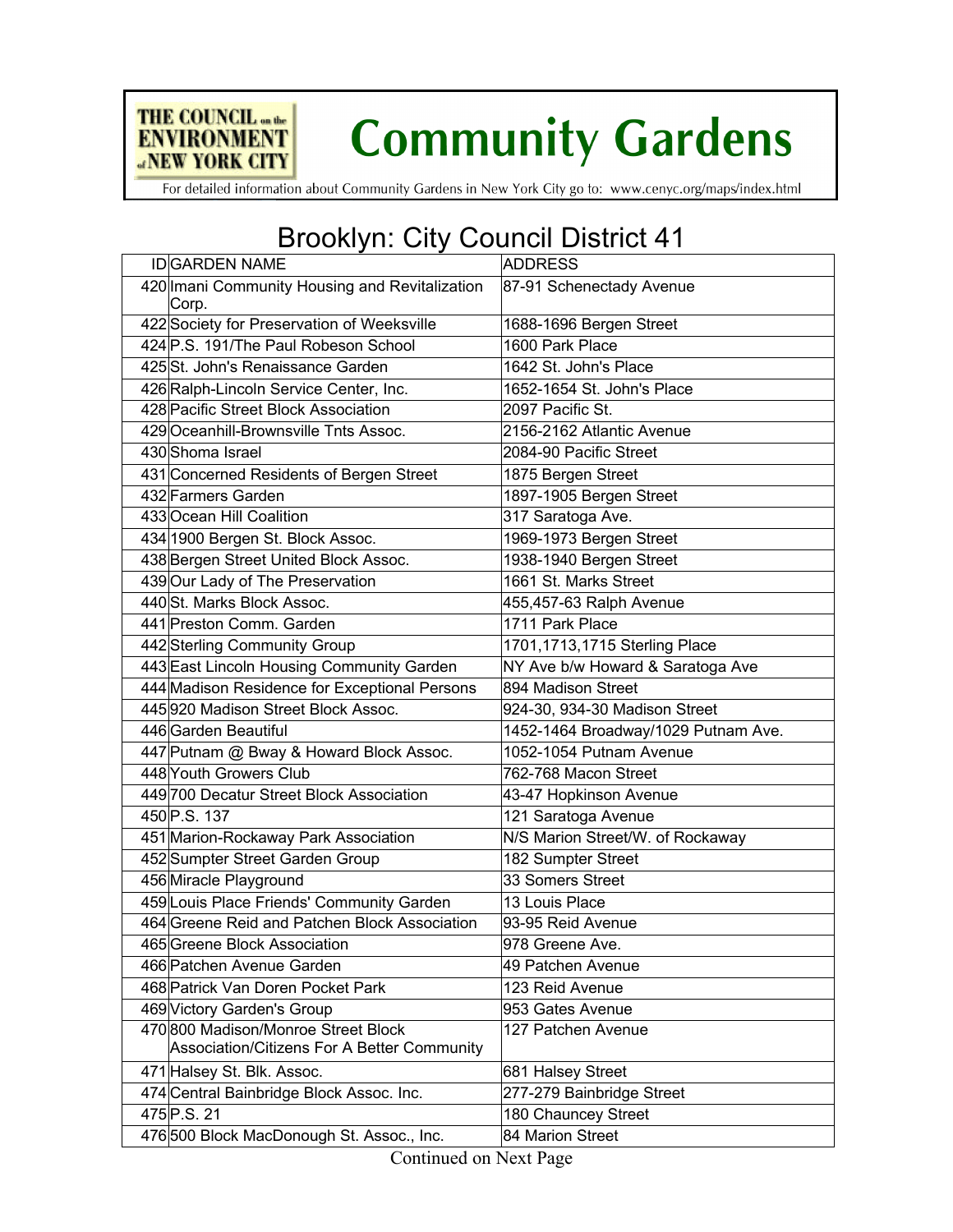# Community Gardens

THE COUNCIL on the ENVIRONMENT of NEW YORK CITY

For detailed information about Community Gardens in New York City go to: www.cenyc.org/maps/index.html

## Brooklyn: City Council District 41

| ID | GARDEN NAME | ADDRESS |
|---|---|---|
| 420 | Imani Community Housing and Revitalization Corp. | 87-91 Schenectady Avenue |
| 422 | Society for Preservation of Weeksville | 1688-1696 Bergen Street |
| 424 | P.S. 191/The Paul Robeson School | 1600 Park Place |
| 425 | St. John's Renaissance Garden | 1642 St. John's Place |
| 426 | Ralph-Lincoln Service Center, Inc. | 1652-1654 St. John's Place |
| 428 | Pacific Street Block Association | 2097 Pacific St. |
| 429 | Oceanhill-Brownsville Tnts Assoc. | 2156-2162 Atlantic Avenue |
| 430 | Shoma Israel | 2084-90 Pacific Street |
| 431 | Concerned Residents of Bergen Street | 1875 Bergen Street |
| 432 | Farmers Garden | 1897-1905 Bergen Street |
| 433 | Ocean Hill Coalition | 317 Saratoga Ave. |
| 434 | 1900 Bergen St. Block Assoc. | 1969-1973 Bergen Street |
| 438 | Bergen Street United Block Assoc. | 1938-1940 Bergen Street |
| 439 | Our Lady of The Preservation | 1661 St. Marks Street |
| 440 | St. Marks Block Assoc. | 455,457-63 Ralph Avenue |
| 441 | Preston Comm. Garden | 1711 Park Place |
| 442 | Sterling Community Group | 1701,1713,1715 Sterling Place |
| 443 | East Lincoln Housing Community Garden | NY Ave b/w Howard & Saratoga Ave |
| 444 | Madison Residence for Exceptional Persons | 894 Madison Street |
| 445 | 920 Madison Street Block Assoc. | 924-30, 934-30 Madison Street |
| 446 | Garden Beautiful | 1452-1464 Broadway/1029 Putnam Ave. |
| 447 | Putnam @ Bway & Howard Block Assoc. | 1052-1054 Putnam Avenue |
| 448 | Youth Growers Club | 762-768 Macon Street |
| 449 | 700 Decatur Street Block Association | 43-47 Hopkinson Avenue |
| 450 | P.S. 137 | 121 Saratoga Avenue |
| 451 | Marion-Rockaway Park Association | N/S Marion Street/W. of Rockaway |
| 452 | Sumpter Street Garden Group | 182 Sumpter Street |
| 456 | Miracle Playground | 33 Somers Street |
| 459 | Louis Place Friends' Community Garden | 13 Louis Place |
| 464 | Greene Reid and Patchen Block Association | 93-95 Reid Avenue |
| 465 | Greene Block Association | 978 Greene Ave. |
| 466 | Patchen Avenue Garden | 49 Patchen Avenue |
| 468 | Patrick Van Doren Pocket Park | 123 Reid Avenue |
| 469 | Victory Garden's Group | 953 Gates Avenue |
| 470 | 800 Madison/Monroe Street Block Association/Citizens For A Better Community | 127 Patchen Avenue |
| 471 | Halsey St. Blk. Assoc. | 681 Halsey Street |
| 474 | Central Bainbridge Block Assoc. Inc. | 277-279 Bainbridge Street |
| 475 | P.S. 21 | 180 Chauncey Street |
| 476 | 500 Block MacDonough St. Assoc., Inc. | 84 Marion Street |

Continued on Next Page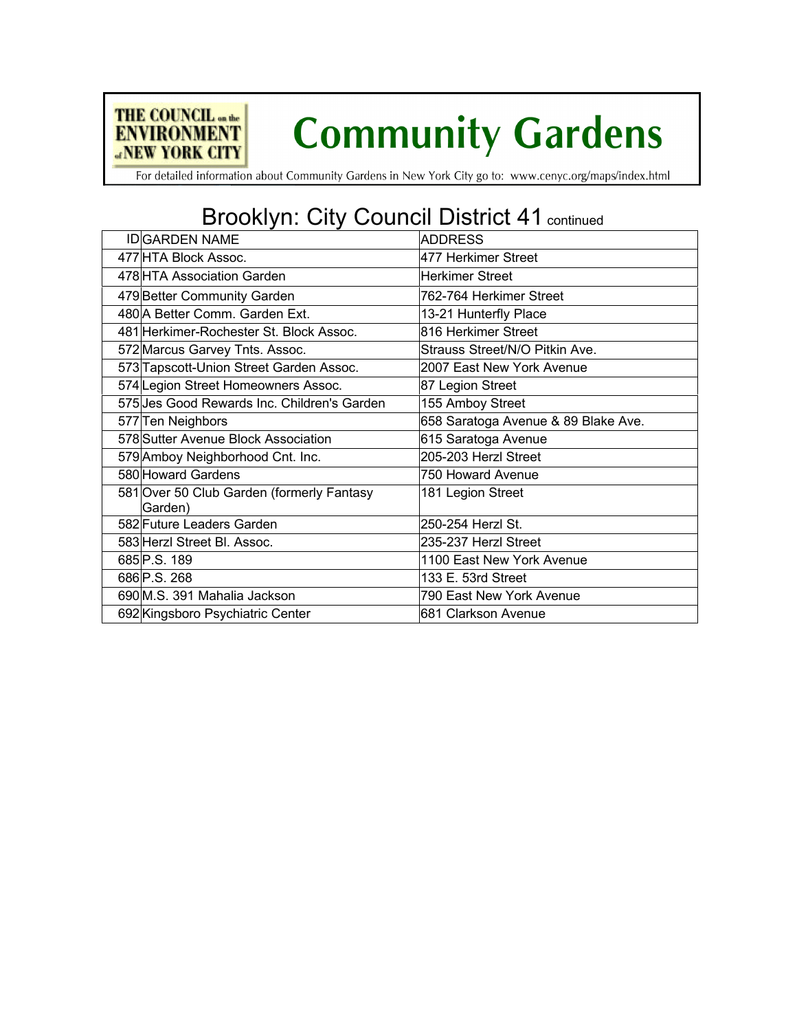THE COUNCIL on the ENVIRONMENT of NEW YORK CITY

# Community Gardens

For detailed information about Community Gardens in New York City go to: www.cenyc.org/maps/index.html

## Brooklyn: City Council District 41 continued

| ID | GARDEN NAME | ADDRESS |
|---|---|---|
| 477 | HTA Block Assoc. | 477 Herkimer Street |
| 478 | HTA Association Garden | Herkimer Street |
| 479 | Better Community Garden | 762-764 Herkimer Street |
| 480 | A Better Comm. Garden Ext. | 13-21 Hunterfly Place |
| 481 | Herkimer-Rochester St. Block Assoc. | 816 Herkimer Street |
| 572 | Marcus Garvey Tnts. Assoc. | Strauss Street/N/O Pitkin Ave. |
| 573 | Tapscott-Union Street Garden Assoc. | 2007 East New York Avenue |
| 574 | Legion Street Homeowners Assoc. | 87 Legion Street |
| 575 | Jes Good Rewards Inc. Children's Garden | 155 Amboy Street |
| 577 | Ten Neighbors | 658 Saratoga Avenue & 89 Blake Ave. |
| 578 | Sutter Avenue Block Association | 615 Saratoga Avenue |
| 579 | Amboy Neighborhood Cnt. Inc. | 205-203 Herzl Street |
| 580 | Howard Gardens | 750 Howard Avenue |
| 581 | Over 50 Club Garden (formerly Fantasy Garden) | 181 Legion Street |
| 582 | Future Leaders Garden | 250-254 Herzl St. |
| 583 | Herzl Street Bl. Assoc. | 235-237 Herzl Street |
| 685 | P.S. 189 | 1100 East New York Avenue |
| 686 | P.S. 268 | 133 E. 53rd Street |
| 690 | M.S. 391 Mahalia Jackson | 790 East New York Avenue |
| 692 | Kingsboro Psychiatric Center | 681 Clarkson Avenue |